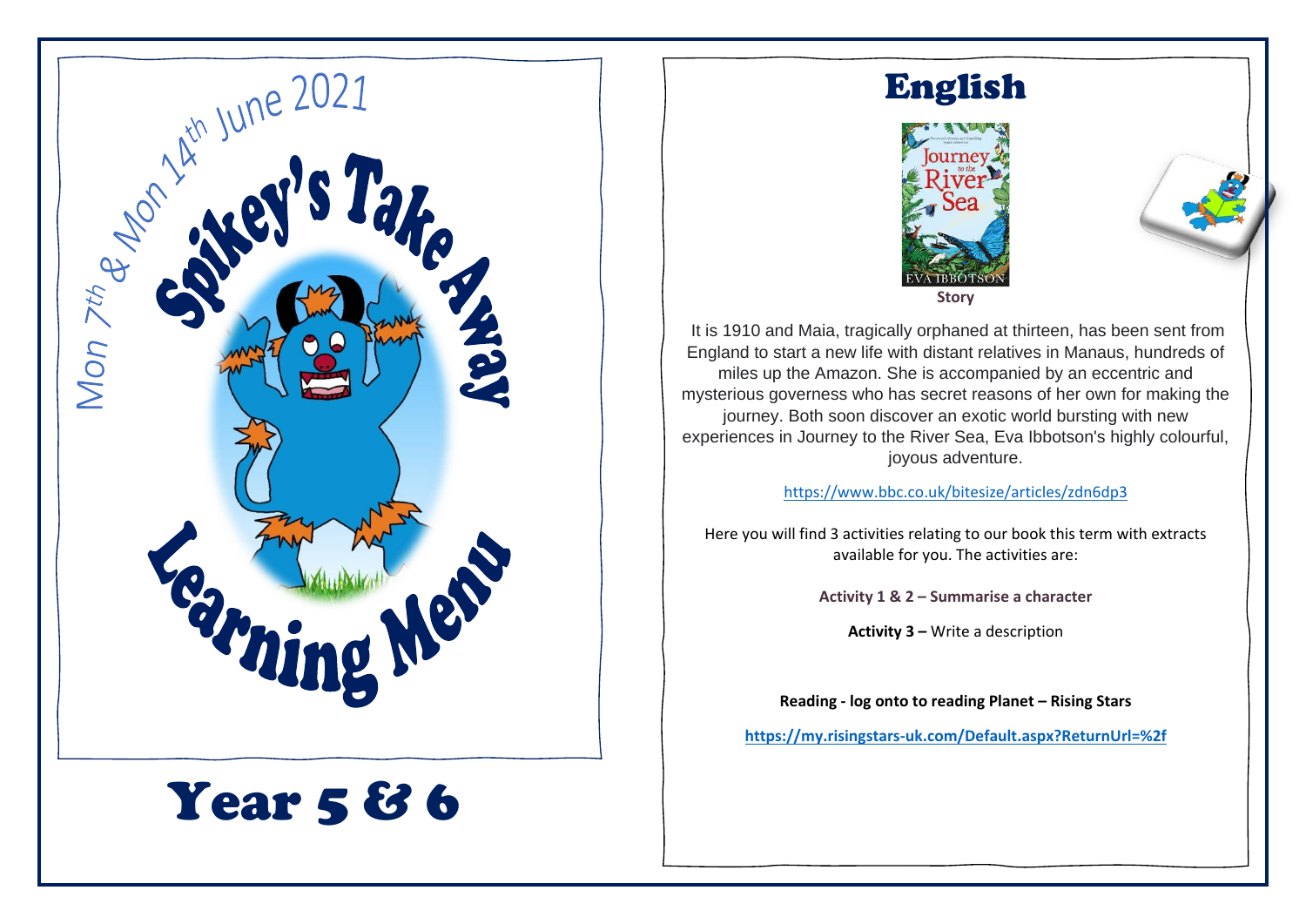Mon 7th & Mon 14th June 2021

# Spikey's Take Away Learning Menu

# Year 5 & 6

## English

Journey to the River Sea

EVA IBBOTSON

**Story**

It is 1910 and Maia, tragically orphaned at thirteen, has been sent from England to start a new life with distant relatives in Manaus, hundreds of miles up the Amazon. She is accompanied by an eccentric and mysterious governess who has secret reasons of her own for making the journey. Both soon discover an exotic world bursting with new experiences in Journey to the River Sea, Eva Ibbotson's highly colourful, joyous adventure.

https://www.bbc.co.uk/bitesize/articles/zdn6dp3

Here you will find 3 activities relating to our book this term with extracts available for you. The activities are:

**Activity 1 & 2 – Summarise a character**

**Activity 3 –** Write a description

**Reading - log onto to reading Planet – Rising Stars**

**https://my.risingstars-uk.com/Default.aspx?ReturnUrl=%2f**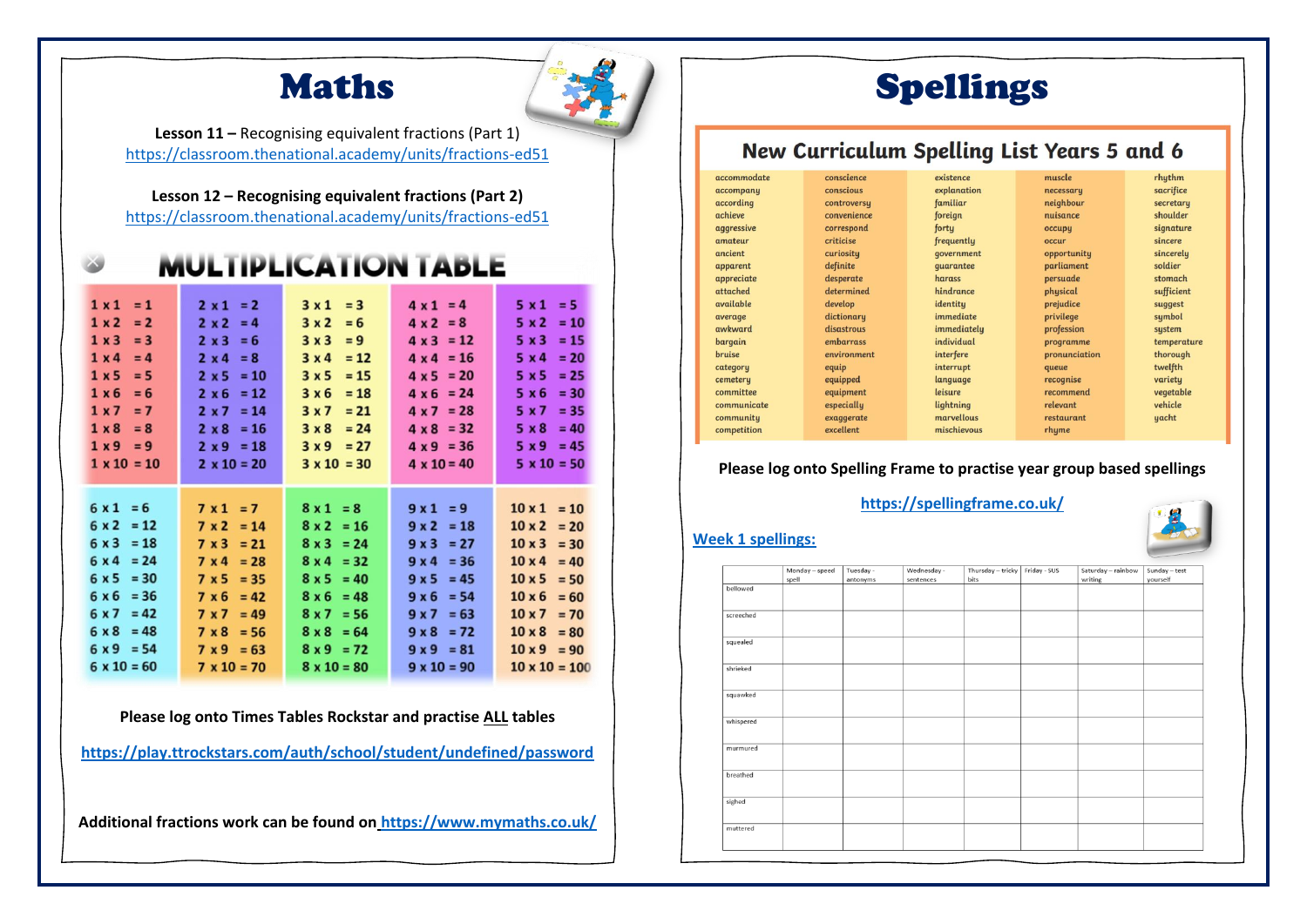# Maths

**Lesson 11 –** Recognising equivalent fractions (Part 1)
https://classroom.thenational.academy/units/fractions-ed51

**Lesson 12 – Recognising equivalent fractions (Part 2)**
https://classroom.thenational.academy/units/fractions-ed51

## MULTIPLICATION TABLE

| | | | | |
|---|---|---|---|---|
| 1 x 1 = 1 | 2 x 1 = 2 | 3 x 1 = 3 | 4 x 1 = 4 | 5 x 1 = 5 |
| 1 x 2 = 2 | 2 x 2 = 4 | 3 x 2 = 6 | 4 x 2 = 8 | 5 x 2 = 10 |
| 1 x 3 = 3 | 2 x 3 = 6 | 3 x 3 = 9 | 4 x 3 = 12 | 5 x 3 = 15 |
| 1 x 4 = 4 | 2 x 4 = 8 | 3 x 4 = 12 | 4 x 4 = 16 | 5 x 4 = 20 |
| 1 x 5 = 5 | 2 x 5 = 10 | 3 x 5 = 15 | 4 x 5 = 20 | 5 x 5 = 25 |
| 1 x 6 = 6 | 2 x 6 = 12 | 3 x 6 = 18 | 4 x 6 = 24 | 5 x 6 = 30 |
| 1 x 7 = 7 | 2 x 7 = 14 | 3 x 7 = 21 | 4 x 7 = 28 | 5 x 7 = 35 |
| 1 x 8 = 8 | 2 x 8 = 16 | 3 x 8 = 24 | 4 x 8 = 32 | 5 x 8 = 40 |
| 1 x 9 = 9 | 2 x 9 = 18 | 3 x 9 = 27 | 4 x 9 = 36 | 5 x 9 = 45 |
| 1 x 10 = 10 | 2 x 10 = 20 | 3 x 10 = 30 | 4 x 10 = 40 | 5 x 10 = 50 |
| 6 x 1 = 6 | 7 x 1 = 7 | 8 x 1 = 8 | 9 x 1 = 9 | 10 x 1 = 10 |
| 6 x 2 = 12 | 7 x 2 = 14 | 8 x 2 = 16 | 9 x 2 = 18 | 10 x 2 = 20 |
| 6 x 3 = 18 | 7 x 3 = 21 | 8 x 3 = 24 | 9 x 3 = 27 | 10 x 3 = 30 |
| 6 x 4 = 24 | 7 x 4 = 28 | 8 x 4 = 32 | 9 x 4 = 36 | 10 x 4 = 40 |
| 6 x 5 = 30 | 7 x 5 = 35 | 8 x 5 = 40 | 9 x 5 = 45 | 10 x 5 = 50 |
| 6 x 6 = 36 | 7 x 6 = 42 | 8 x 6 = 48 | 9 x 6 = 54 | 10 x 6 = 60 |
| 6 x 7 = 42 | 7 x 7 = 49 | 8 x 7 = 56 | 9 x 7 = 63 | 10 x 7 = 70 |
| 6 x 8 = 48 | 7 x 8 = 56 | 8 x 8 = 64 | 9 x 8 = 72 | 10 x 8 = 80 |
| 6 x 9 = 54 | 7 x 9 = 63 | 8 x 9 = 72 | 9 x 9 = 81 | 10 x 9 = 90 |
| 6 x 10 = 60 | 7 x 10 = 70 | 8 x 10 = 80 | 9 x 10 = 90 | 10 x 10 = 100 |

**Please log onto Times Tables Rockstar and practise ALL tables**

**https://play.ttrockstars.com/auth/school/student/undefined/password**

**Additional fractions work can be found on https://www.mymaths.co.uk/**

# Spellings

## New Curriculum Spelling List Years 5 and 6

| | | | | |
|---|---|---|---|---|
| accommodate | conscience | existence | muscle | rhythm |
| accompany | conscious | explanation | necessary | sacrifice |
| according | controversy | familiar | neighbour | secretary |
| achieve | convenience | foreign | nuisance | shoulder |
| aggressive | correspond | forty | occupy | signature |
| amateur | criticise | frequently | occur | sincere |
| ancient | curiosity | government | opportunity | sincerely |
| apparent | definite | guarantee | parliament | soldier |
| appreciate | desperate | harass | persuade | stomach |
| attached | determined | hindrance | physical | sufficient |
| available | develop | identity | prejudice | suggest |
| average | dictionary | immediate | privilege | symbol |
| awkward | disastrous | immediately | profession | system |
| bargain | embarrass | individual | programme | temperature |
| bruise | environment | interfere | pronunciation | thorough |
| category | equip | interrupt | queue | twelfth |
| cemetery | equipped | language | recognise | variety |
| committee | equipment | leisure | recommend | vegetable |
| communicate | especially | lightning | relevant | vehicle |
| community | exaggerate | marvellous | restaurant | yacht |
| competition | excellent | mischievous | rhyme | |

**Please log onto Spelling Frame to practise year group based spellings**

**https://spellingframe.co.uk/**

**Week 1 spellings:**

| | Monday – speed spell | Tuesday - antonyms | Wednesday - sentences | Thursday – tricky bits | Friday - SUS | Saturday – rainbow writing | Sunday – test yourself |
|---|---|---|---|---|---|---|---|
| bellowed | | | | | | | |
| screeched | | | | | | | |
| squealed | | | | | | | |
| shrieked | | | | | | | |
| squawked | | | | | | | |
| whispered | | | | | | | |
| murmured | | | | | | | |
| breathed | | | | | | | |
| sighed | | | | | | | |
| muttered | | | | | | | |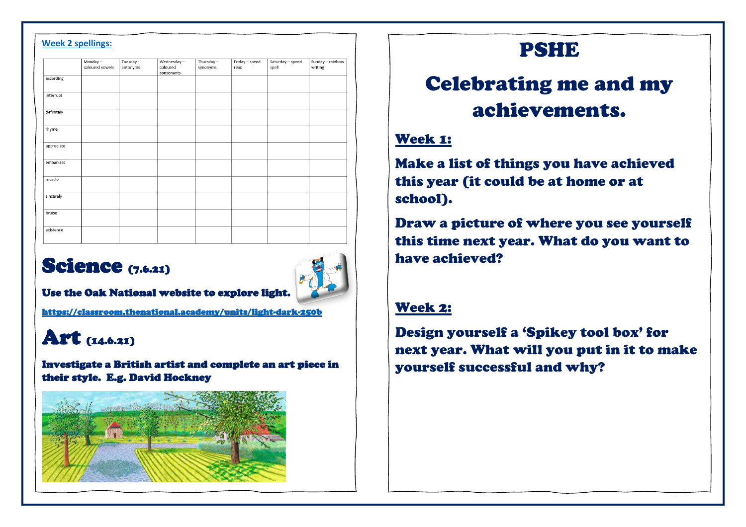**Week 2 spellings:**

| | Monday – coloured vowels | Tuesday - antonyms | Wednesday – coloured consonants | Thursday – synonyms | Friday – speed read | Saturday – speed spell | Sunday – rainbow writing |
|---|---|---|---|---|---|---|---|
| according | | | | | | | |
| interrupt | | | | | | | |
| definitely | | | | | | | |
| rhyme | | | | | | | |
| appreciate | | | | | | | |
| embarrass | | | | | | | |
| muscle | | | | | | | |
| sincerely | | | | | | | |
| bruise | | | | | | | |
| existence | | | | | | | |

# Science (7.6.21)

**Use the Oak National website to explore light.**

https://classroom.thenational.academy/units/light-dark-250b

# Art (14.6.21)

**Investigate a British artist and complete an art piece in their style. E.g. David Hockney**

# PSHE

## Celebrating me and my achievements.

### Week 1:

**Make a list of things you have achieved this year (it could be at home or at school).**

**Draw a picture of where you see yourself this time next year. What do you want to have achieved?**

### Week 2:

**Design yourself a 'Spikey tool box' for next year. What will you put in it to make yourself successful and why?**